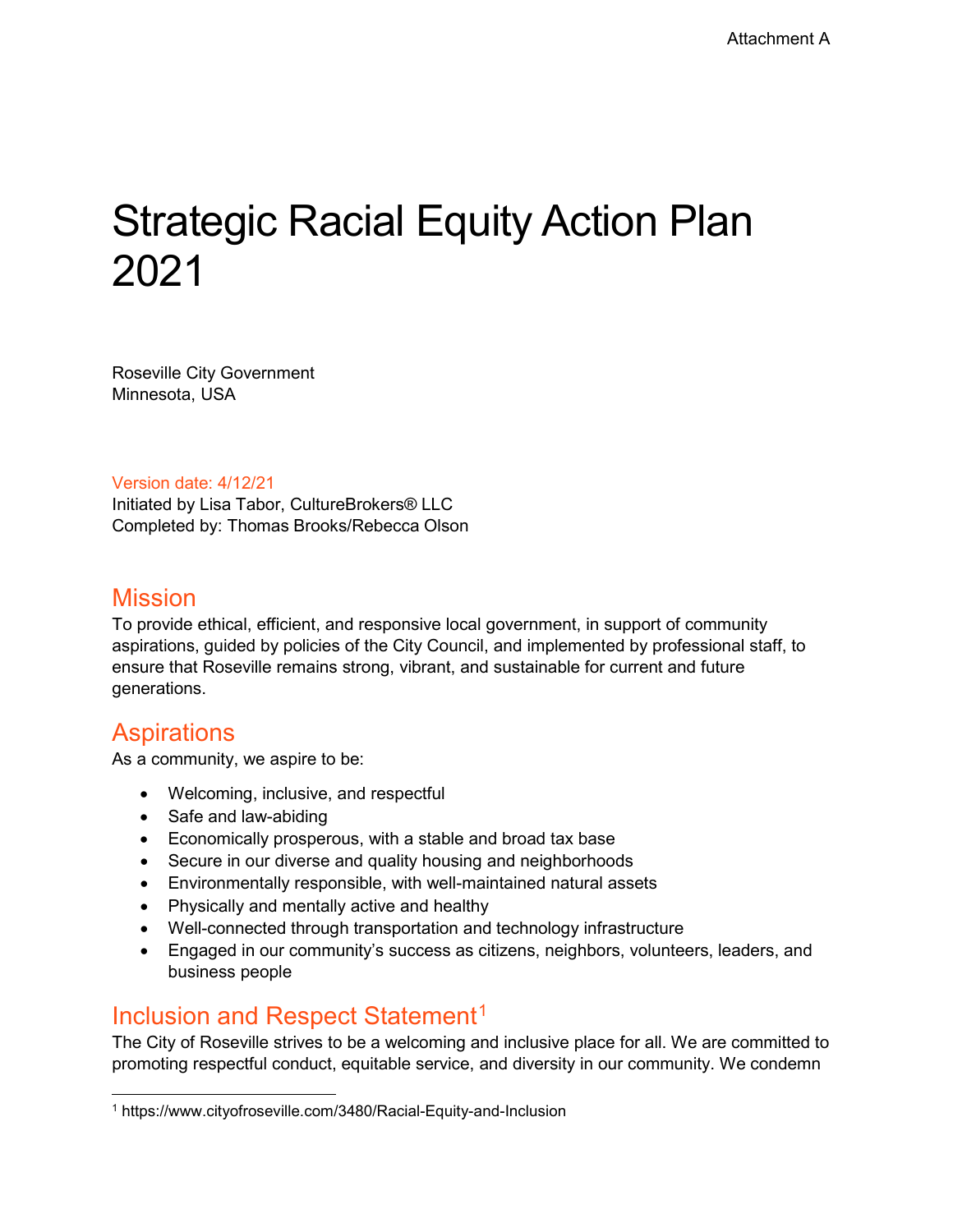Attachment A

# Strategic Racial Equity Action Plan 2021

Roseville City Government
Minnesota, USA

Version date: 4/12/21
Initiated by Lisa Tabor, CultureBrokers® LLC
Completed by: Thomas Brooks/Rebecca Olson

## Mission

To provide ethical, efficient, and responsive local government, in support of community aspirations, guided by policies of the City Council, and implemented by professional staff, to ensure that Roseville remains strong, vibrant, and sustainable for current and future generations.

## Aspirations

As a community, we aspire to be:

- Welcoming, inclusive, and respectful
- Safe and law-abiding
- Economically prosperous, with a stable and broad tax base
- Secure in our diverse and quality housing and neighborhoods
- Environmentally responsible, with well-maintained natural assets
- Physically and mentally active and healthy
- Well-connected through transportation and technology infrastructure
- Engaged in our community's success as citizens, neighbors, volunteers, leaders, and business people

## Inclusion and Respect Statement[1]

The City of Roseville strives to be a welcoming and inclusive place for all. We are committed to promoting respectful conduct, equitable service, and diversity in our community. We condemn

[1] https://www.cityofroseville.com/3480/Racial-Equity-and-Inclusion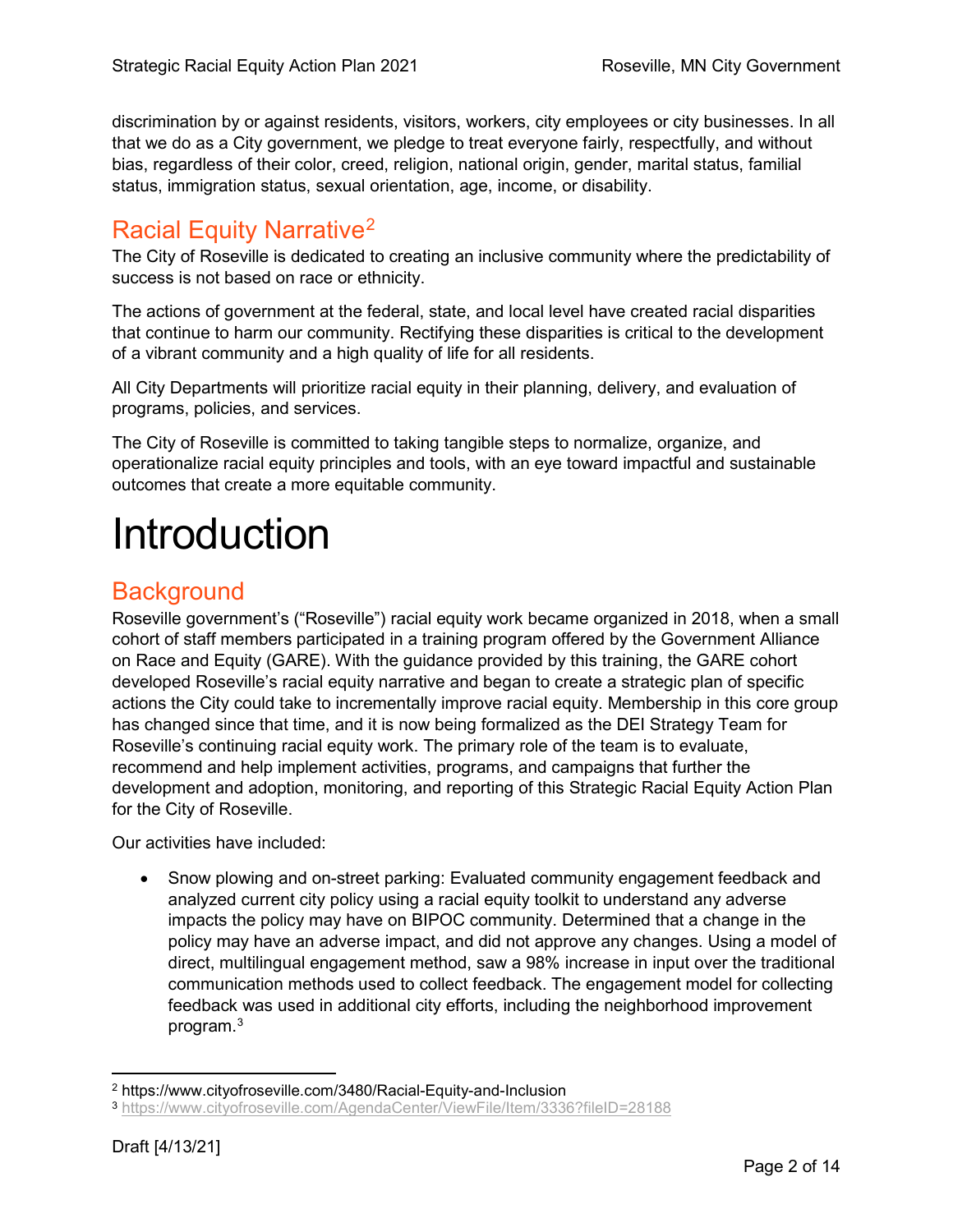discrimination by or against residents, visitors, workers, city employees or city businesses. In all that we do as a City government, we pledge to treat everyone fairly, respectfully, and without bias, regardless of their color, creed, religion, national origin, gender, marital status, familial status, immigration status, sexual orientation, age, income, or disability.

## Racial Equity Narrative[2]

The City of Roseville is dedicated to creating an inclusive community where the predictability of success is not based on race or ethnicity.

The actions of government at the federal, state, and local level have created racial disparities that continue to harm our community. Rectifying these disparities is critical to the development of a vibrant community and a high quality of life for all residents.

All City Departments will prioritize racial equity in their planning, delivery, and evaluation of programs, policies, and services.

The City of Roseville is committed to taking tangible steps to normalize, organize, and operationalize racial equity principles and tools, with an eye toward impactful and sustainable outcomes that create a more equitable community.

# Introduction

## Background

Roseville government's ("Roseville") racial equity work became organized in 2018, when a small cohort of staff members participated in a training program offered by the Government Alliance on Race and Equity (GARE). With the guidance provided by this training, the GARE cohort developed Roseville's racial equity narrative and began to create a strategic plan of specific actions the City could take to incrementally improve racial equity. Membership in this core group has changed since that time, and it is now being formalized as the DEI Strategy Team for Roseville's continuing racial equity work. The primary role of the team is to evaluate, recommend and help implement activities, programs, and campaigns that further the development and adoption, monitoring, and reporting of this Strategic Racial Equity Action Plan for the City of Roseville.

Our activities have included:

- Snow plowing and on-street parking: Evaluated community engagement feedback and analyzed current city policy using a racial equity toolkit to understand any adverse impacts the policy may have on BIPOC community. Determined that a change in the policy may have an adverse impact, and did not approve any changes. Using a model of direct, multilingual engagement method, saw a 98% increase in input over the traditional communication methods used to collect feedback. The engagement model for collecting feedback was used in additional city efforts, including the neighborhood improvement program.[3]

[2] https://www.cityofroseville.com/3480/Racial-Equity-and-Inclusion

[3] https://www.cityofroseville.com/AgendaCenter/ViewFile/Item/3336?fileID=28188

Draft [4/13/21]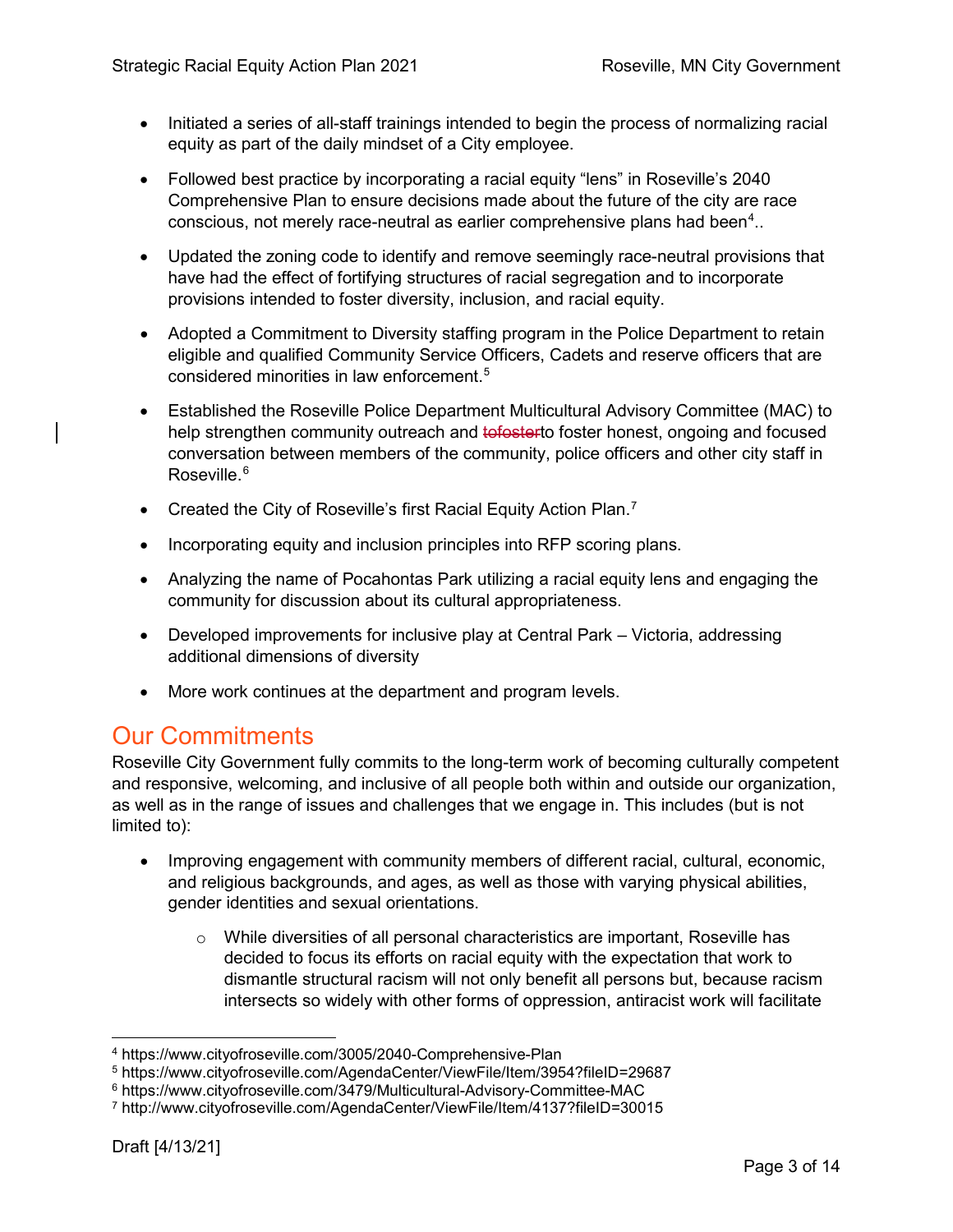- Initiated a series of all-staff trainings intended to begin the process of normalizing racial equity as part of the daily mindset of a City employee.

- Followed best practice by incorporating a racial equity "lens" in Roseville's 2040 Comprehensive Plan to ensure decisions made about the future of the city are race conscious, not merely race-neutral as earlier comprehensive plans had been[4]..

- Updated the zoning code to identify and remove seemingly race-neutral provisions that have had the effect of fortifying structures of racial segregation and to incorporate provisions intended to foster diversity, inclusion, and racial equity.

- Adopted a Commitment to Diversity staffing program in the Police Department to retain eligible and qualified Community Service Officers, Cadets and reserve officers that are considered minorities in law enforcement.[5]

- Established the Roseville Police Department Multicultural Advisory Committee (MAC) to help strengthen community outreach and ~~tofoster~~to foster honest, ongoing and focused conversation between members of the community, police officers and other city staff in Roseville.[6]

- Created the City of Roseville's first Racial Equity Action Plan.[7]

- Incorporating equity and inclusion principles into RFP scoring plans.

- Analyzing the name of Pocahontas Park utilizing a racial equity lens and engaging the community for discussion about its cultural appropriateness.

- Developed improvements for inclusive play at Central Park – Victoria, addressing additional dimensions of diversity

- More work continues at the department and program levels.

## Our Commitments

Roseville City Government fully commits to the long-term work of becoming culturally competent and responsive, welcoming, and inclusive of all people both within and outside our organization, as well as in the range of issues and challenges that we engage in. This includes (but is not limited to):

- Improving engagement with community members of different racial, cultural, economic, and religious backgrounds, and ages, as well as those with varying physical abilities, gender identities and sexual orientations.
    - While diversities of all personal characteristics are important, Roseville has decided to focus its efforts on racial equity with the expectation that work to dismantle structural racism will not only benefit all persons but, because racism intersects so widely with other forms of oppression, antiracist work will facilitate

---

[4] https://www.cityofroseville.com/3005/2040-Comprehensive-Plan

[5] https://www.cityofroseville.com/AgendaCenter/ViewFile/Item/3954?fileID=29687

[6] https://www.cityofroseville.com/3479/Multicultural-Advisory-Committee-MAC

[7] http://www.cityofroseville.com/AgendaCenter/ViewFile/Item/4137?fileID=30015

Draft [4/13/21]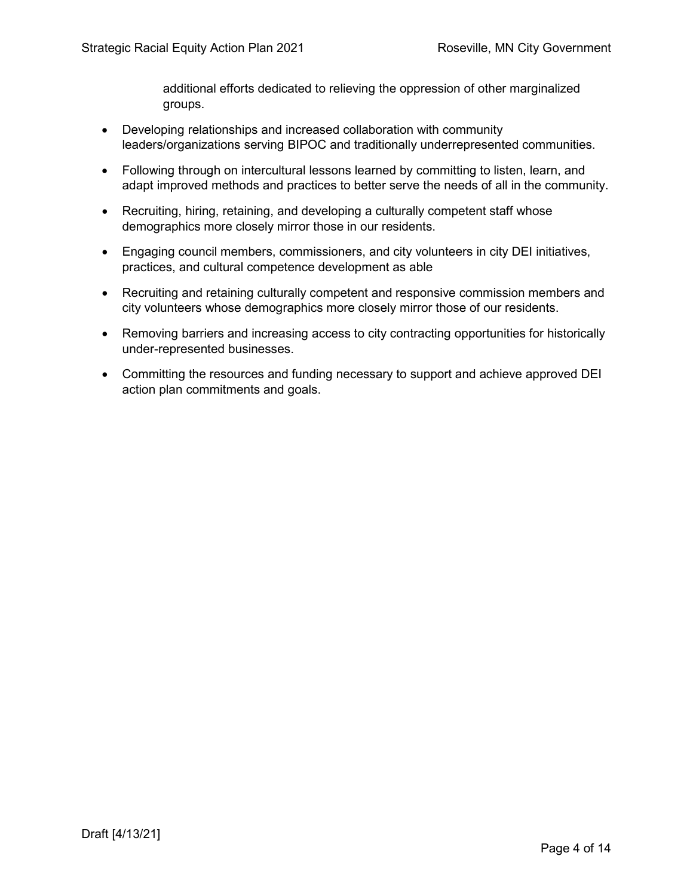additional efforts dedicated to relieving the oppression of other marginalized groups.

- Developing relationships and increased collaboration with community leaders/organizations serving BIPOC and traditionally underrepresented communities.
- Following through on intercultural lessons learned by committing to listen, learn, and adapt improved methods and practices to better serve the needs of all in the community.
- Recruiting, hiring, retaining, and developing a culturally competent staff whose demographics more closely mirror those in our residents.
- Engaging council members, commissioners, and city volunteers in city DEI initiatives, practices, and cultural competence development as able
- Recruiting and retaining culturally competent and responsive commission members and city volunteers whose demographics more closely mirror those of our residents.
- Removing barriers and increasing access to city contracting opportunities for historically under-represented businesses.
- Committing the resources and funding necessary to support and achieve approved DEI action plan commitments and goals.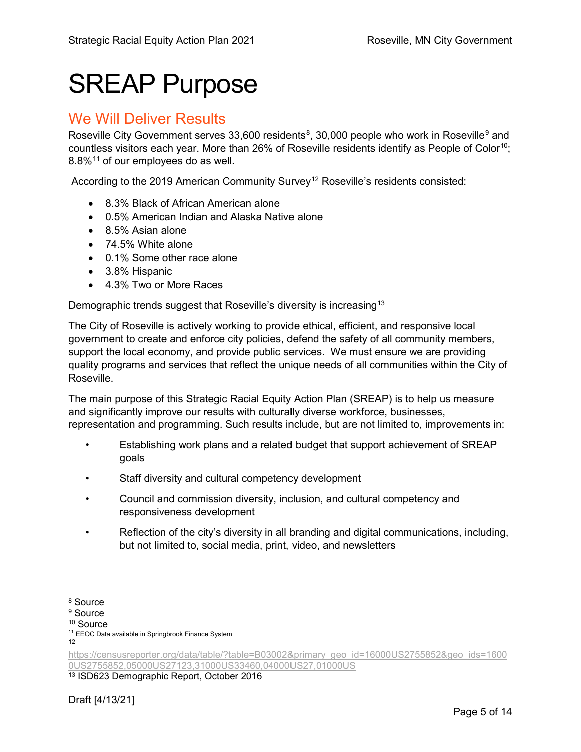# SREAP Purpose

## We Will Deliver Results

Roseville City Government serves 33,600 residents[8], 30,000 people who work in Roseville[9] and countless visitors each year. More than 26% of Roseville residents identify as People of Color[10]; 8.8%[11] of our employees do as well.

According to the 2019 American Community Survey[12] Roseville's residents consisted:

- 8.3% Black of African American alone
- 0.5% American Indian and Alaska Native alone
- 8.5% Asian alone
- 74.5% White alone
- 0.1% Some other race alone
- 3.8% Hispanic
- 4.3% Two or More Races

Demographic trends suggest that Roseville's diversity is increasing[13]

The City of Roseville is actively working to provide ethical, efficient, and responsive local government to create and enforce city policies, defend the safety of all community members, support the local economy, and provide public services. We must ensure we are providing quality programs and services that reflect the unique needs of all communities within the City of Roseville.

The main purpose of this Strategic Racial Equity Action Plan (SREAP) is to help us measure and significantly improve our results with culturally diverse workforce, businesses, representation and programming. Such results include, but are not limited to, improvements in:

- Establishing work plans and a related budget that support achievement of SREAP goals
- Staff diversity and cultural competency development
- Council and commission diversity, inclusion, and cultural competency and responsiveness development
- Reflection of the city's diversity in all branding and digital communications, including, but not limited to, social media, print, video, and newsletters

---

[8] Source
[9] Source
[10] Source
[11] EEOC Data available in Springbrook Finance System
[12] https://censusreporter.org/data/table/?table=B03002&primary_geo_id=16000US2755852&geo_ids=16000US2755852,05000US27123,31000US33460,04000US27,01000US
[13] ISD623 Demographic Report, October 2016

Draft [4/13/21]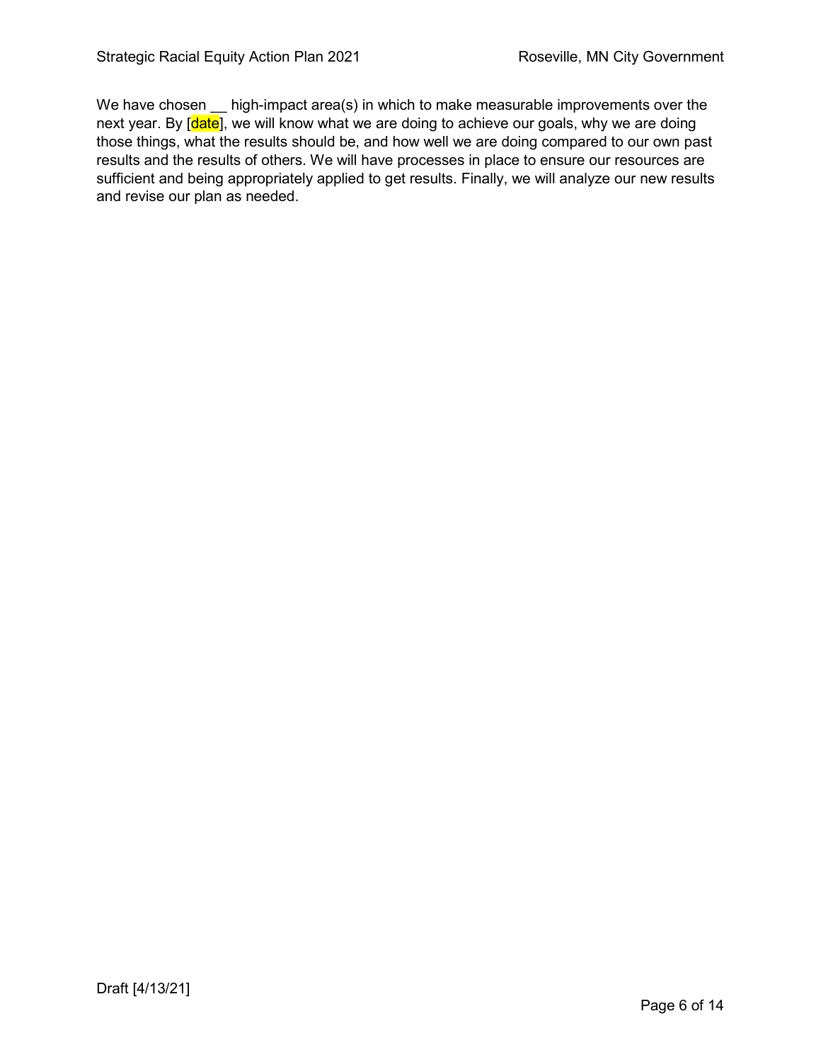We have chosen __ high-impact area(s) in which to make measurable improvements over the next year. By [date], we will know what we are doing to achieve our goals, why we are doing those things, what the results should be, and how well we are doing compared to our own past results and the results of others. We will have processes in place to ensure our resources are sufficient and being appropriately applied to get results. Finally, we will analyze our new results and revise our plan as needed.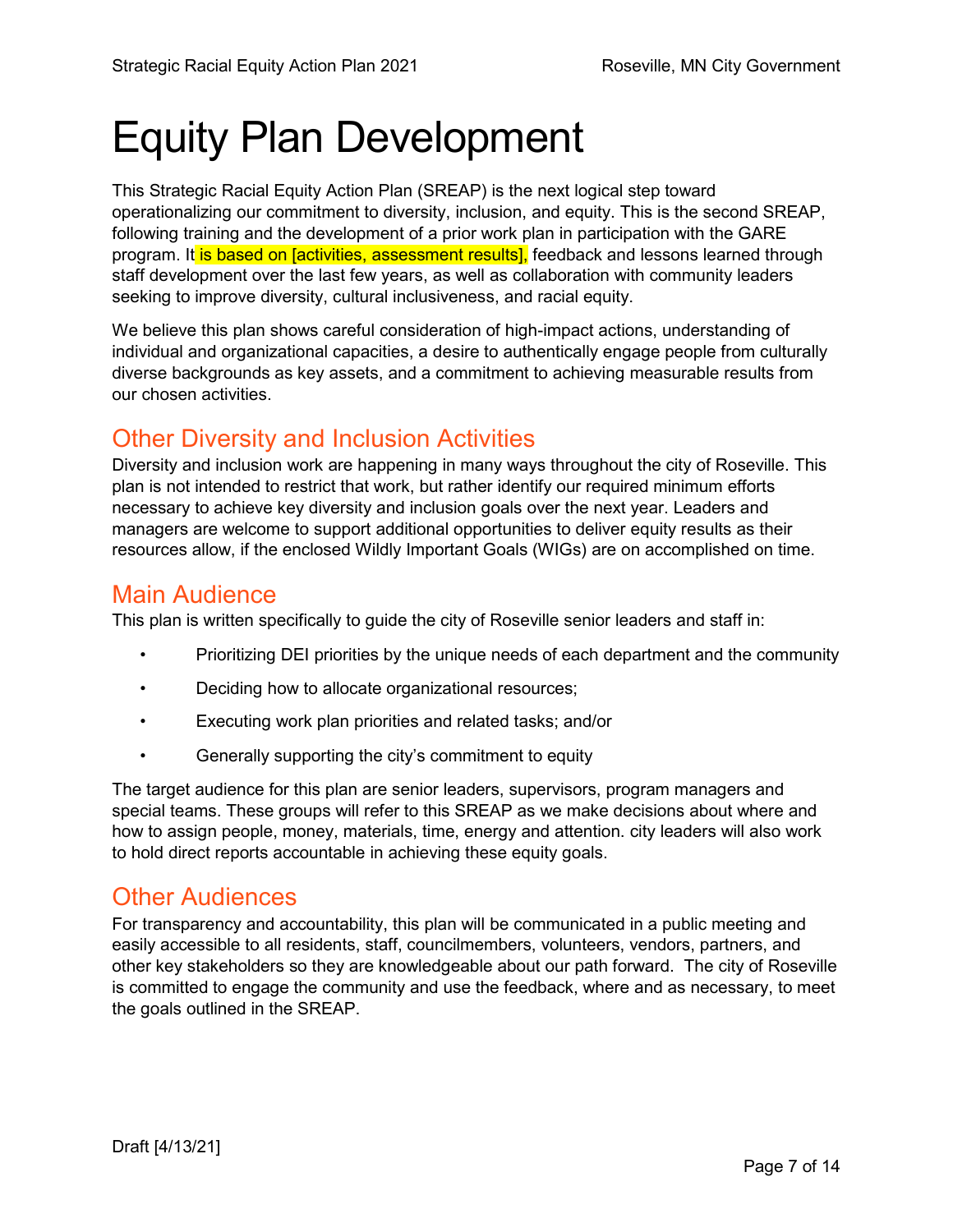# Equity Plan Development

This Strategic Racial Equity Action Plan (SREAP) is the next logical step toward operationalizing our commitment to diversity, inclusion, and equity. This is the second SREAP, following training and the development of a prior work plan in participation with the GARE program. It is based on [activities, assessment results], feedback and lessons learned through staff development over the last few years, as well as collaboration with community leaders seeking to improve diversity, cultural inclusiveness, and racial equity.

We believe this plan shows careful consideration of high-impact actions, understanding of individual and organizational capacities, a desire to authentically engage people from culturally diverse backgrounds as key assets, and a commitment to achieving measurable results from our chosen activities.

## Other Diversity and Inclusion Activities

Diversity and inclusion work are happening in many ways throughout the city of Roseville. This plan is not intended to restrict that work, but rather identify our required minimum efforts necessary to achieve key diversity and inclusion goals over the next year. Leaders and managers are welcome to support additional opportunities to deliver equity results as their resources allow, if the enclosed Wildly Important Goals (WIGs) are on accomplished on time.

## Main Audience

This plan is written specifically to guide the city of Roseville senior leaders and staff in:

- Prioritizing DEI priorities by the unique needs of each department and the community
- Deciding how to allocate organizational resources;
- Executing work plan priorities and related tasks; and/or
- Generally supporting the city's commitment to equity

The target audience for this plan are senior leaders, supervisors, program managers and special teams. These groups will refer to this SREAP as we make decisions about where and how to assign people, money, materials, time, energy and attention. city leaders will also work to hold direct reports accountable in achieving these equity goals.

## Other Audiences

For transparency and accountability, this plan will be communicated in a public meeting and easily accessible to all residents, staff, councilmembers, volunteers, vendors, partners, and other key stakeholders so they are knowledgeable about our path forward. The city of Roseville is committed to engage the community and use the feedback, where and as necessary, to meet the goals outlined in the SREAP.

Draft [4/13/21]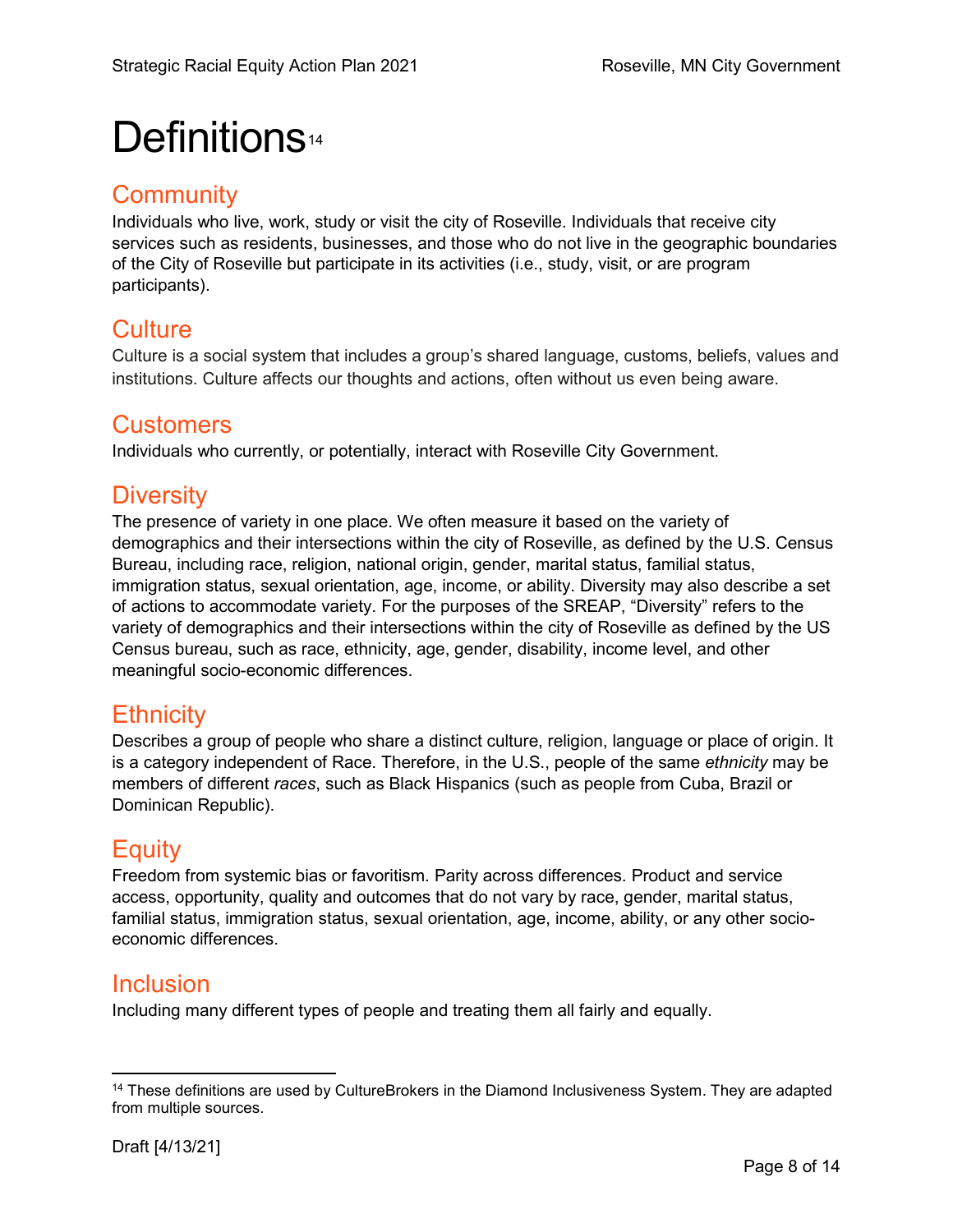# Definitions[14]

## Community

Individuals who live, work, study or visit the city of Roseville. Individuals that receive city services such as residents, businesses, and those who do not live in the geographic boundaries of the City of Roseville but participate in its activities (i.e., study, visit, or are program participants).

## Culture

Culture is a social system that includes a group's shared language, customs, beliefs, values and institutions. Culture affects our thoughts and actions, often without us even being aware.

## Customers

Individuals who currently, or potentially, interact with Roseville City Government.

## Diversity

The presence of variety in one place. We often measure it based on the variety of demographics and their intersections within the city of Roseville, as defined by the U.S. Census Bureau, including race, religion, national origin, gender, marital status, familial status, immigration status, sexual orientation, age, income, or ability. Diversity may also describe a set of actions to accommodate variety. For the purposes of the SREAP, "Diversity" refers to the variety of demographics and their intersections within the city of Roseville as defined by the US Census bureau, such as race, ethnicity, age, gender, disability, income level, and other meaningful socio-economic differences.

## Ethnicity

Describes a group of people who share a distinct culture, religion, language or place of origin. It is a category independent of Race. Therefore, in the U.S., people of the same *ethnicity* may be members of different *races*, such as Black Hispanics (such as people from Cuba, Brazil or Dominican Republic).

## Equity

Freedom from systemic bias or favoritism. Parity across differences. Product and service access, opportunity, quality and outcomes that do not vary by race, gender, marital status, familial status, immigration status, sexual orientation, age, income, ability, or any other socio-economic differences.

## Inclusion

Including many different types of people and treating them all fairly and equally.

---

[14] These definitions are used by CultureBrokers in the Diamond Inclusiveness System. They are adapted from multiple sources.

Draft [4/13/21]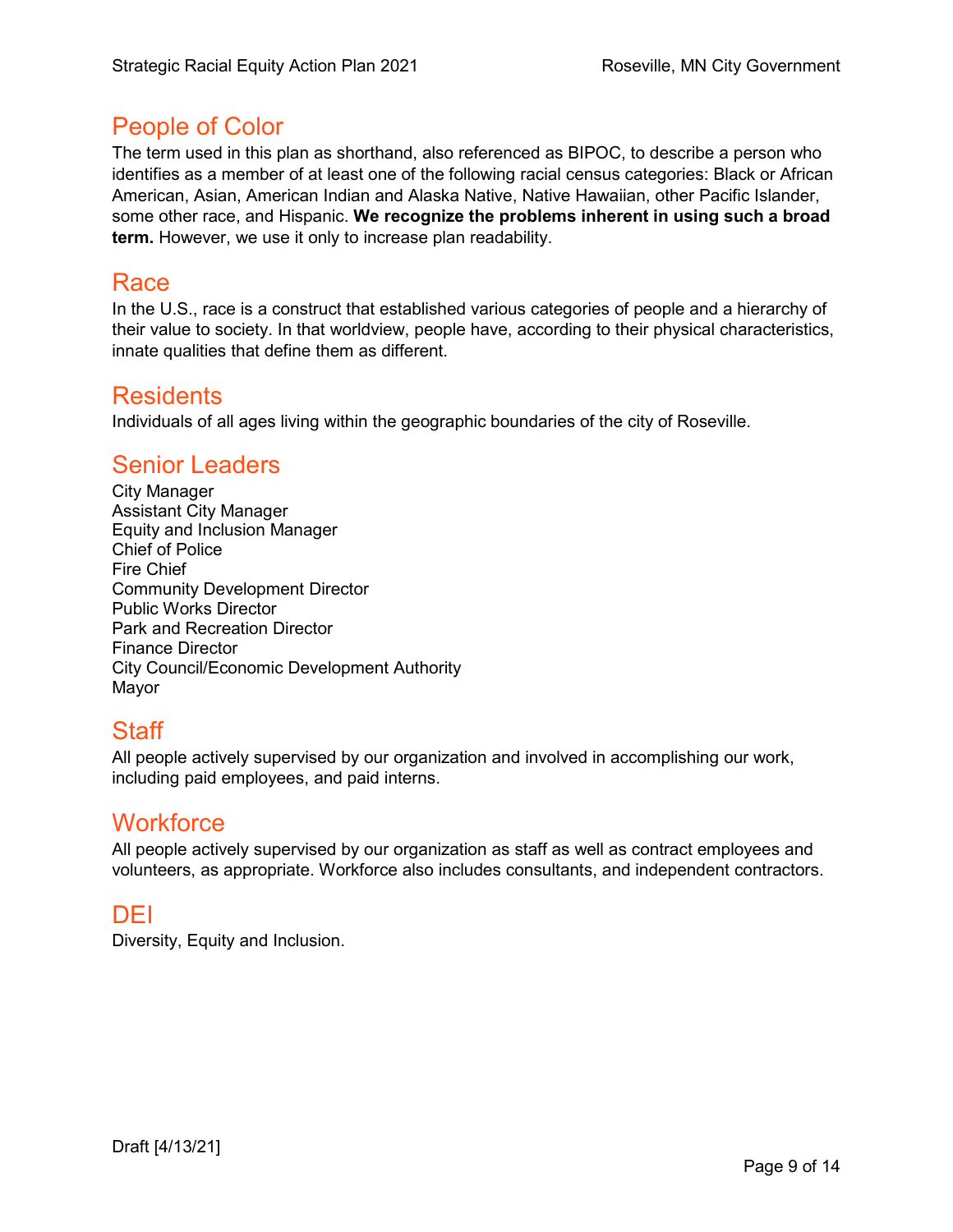## People of Color

The term used in this plan as shorthand, also referenced as BIPOC, to describe a person who identifies as a member of at least one of the following racial census categories: Black or African American, Asian, American Indian and Alaska Native, Native Hawaiian, other Pacific Islander, some other race, and Hispanic. **We recognize the problems inherent in using such a broad term.** However, we use it only to increase plan readability.

## Race

In the U.S., race is a construct that established various categories of people and a hierarchy of their value to society. In that worldview, people have, according to their physical characteristics, innate qualities that define them as different.

## Residents

Individuals of all ages living within the geographic boundaries of the city of Roseville.

## Senior Leaders

City Manager
Assistant City Manager
Equity and Inclusion Manager
Chief of Police
Fire Chief
Community Development Director
Public Works Director
Park and Recreation Director
Finance Director
City Council/Economic Development Authority
Mayor

## Staff

All people actively supervised by our organization and involved in accomplishing our work, including paid employees, and paid interns.

## Workforce

All people actively supervised by our organization as staff as well as contract employees and volunteers, as appropriate. Workforce also includes consultants, and independent contractors.

## DEI

Diversity, Equity and Inclusion.

Draft [4/13/21]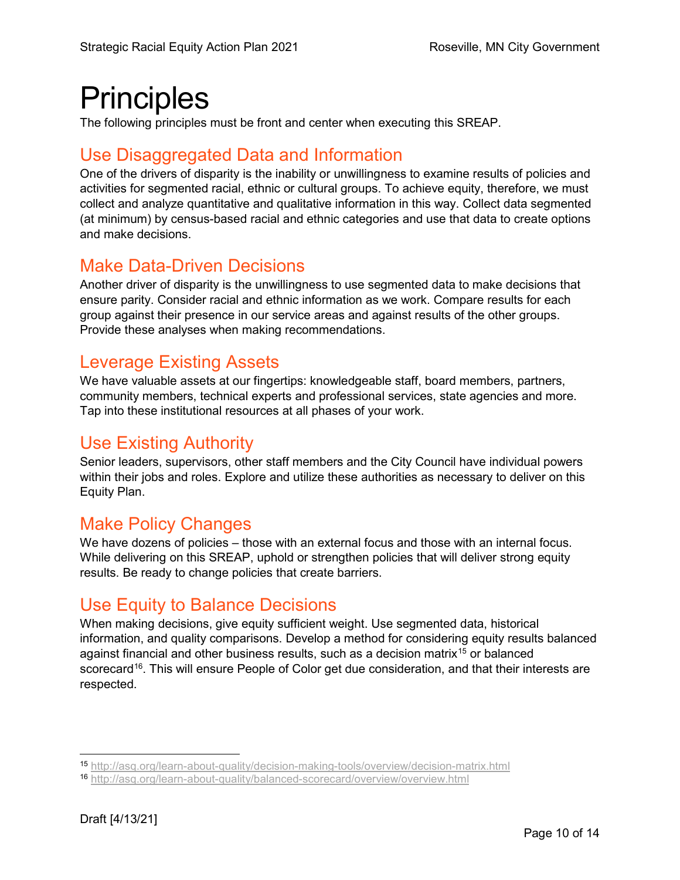# Principles

The following principles must be front and center when executing this SREAP.

## Use Disaggregated Data and Information

One of the drivers of disparity is the inability or unwillingness to examine results of policies and activities for segmented racial, ethnic or cultural groups. To achieve equity, therefore, we must collect and analyze quantitative and qualitative information in this way. Collect data segmented (at minimum) by census-based racial and ethnic categories and use that data to create options and make decisions.

## Make Data-Driven Decisions

Another driver of disparity is the unwillingness to use segmented data to make decisions that ensure parity. Consider racial and ethnic information as we work. Compare results for each group against their presence in our service areas and against results of the other groups. Provide these analyses when making recommendations.

## Leverage Existing Assets

We have valuable assets at our fingertips: knowledgeable staff, board members, partners, community members, technical experts and professional services, state agencies and more. Tap into these institutional resources at all phases of your work.

## Use Existing Authority

Senior leaders, supervisors, other staff members and the City Council have individual powers within their jobs and roles. Explore and utilize these authorities as necessary to deliver on this Equity Plan.

## Make Policy Changes

We have dozens of policies – those with an external focus and those with an internal focus. While delivering on this SREAP, uphold or strengthen policies that will deliver strong equity results. Be ready to change policies that create barriers.

## Use Equity to Balance Decisions

When making decisions, give equity sufficient weight. Use segmented data, historical information, and quality comparisons. Develop a method for considering equity results balanced against financial and other business results, such as a decision matrix[15] or balanced scorecard[16]. This will ensure People of Color get due consideration, and that their interests are respected.

---

[15] http://asq.org/learn-about-quality/decision-making-tools/overview/decision-matrix.html

[16] http://asq.org/learn-about-quality/balanced-scorecard/overview/overview.html

Draft [4/13/21]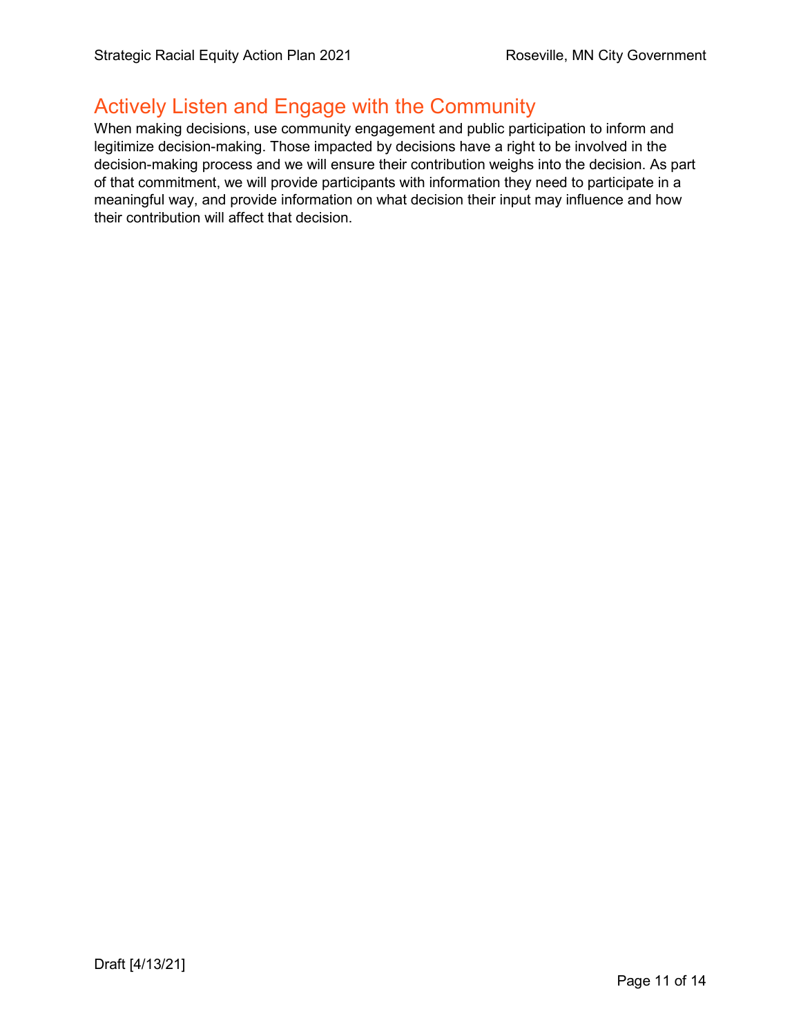## Actively Listen and Engage with the Community

When making decisions, use community engagement and public participation to inform and legitimize decision-making. Those impacted by decisions have a right to be involved in the decision-making process and we will ensure their contribution weighs into the decision. As part of that commitment, we will provide participants with information they need to participate in a meaningful way, and provide information on what decision their input may influence and how their contribution will affect that decision.

Draft [4/13/21]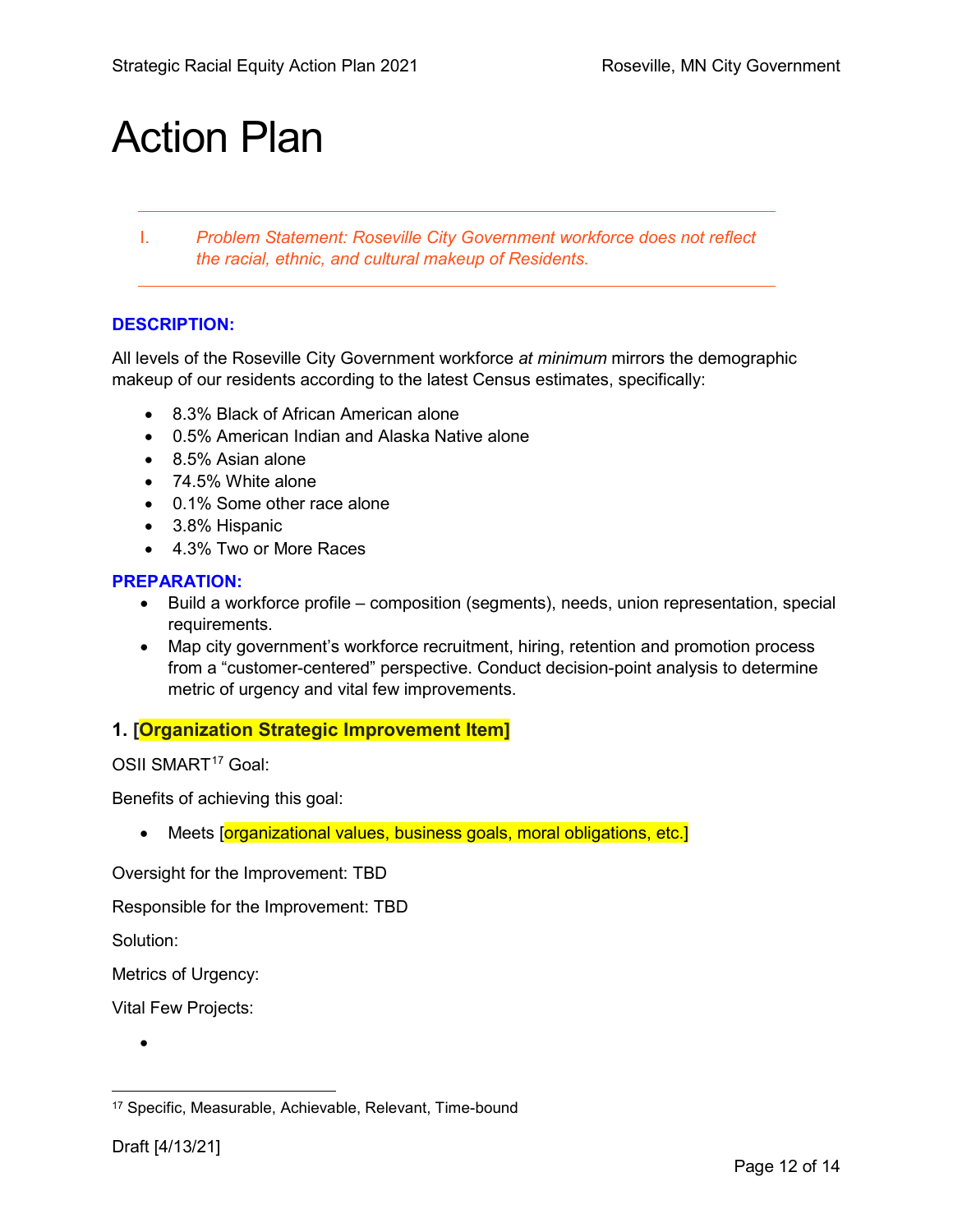# Action Plan

I. *Problem Statement: Roseville City Government workforce does not reflect the racial, ethnic, and cultural makeup of Residents.*

**DESCRIPTION:**

All levels of the Roseville City Government workforce *at minimum* mirrors the demographic makeup of our residents according to the latest Census estimates, specifically:

- 8.3% Black of African American alone
- 0.5% American Indian and Alaska Native alone
- 8.5% Asian alone
- 74.5% White alone
- 0.1% Some other race alone
- 3.8% Hispanic
- 4.3% Two or More Races

**PREPARATION:**

- Build a workforce profile – composition (segments), needs, union representation, special requirements.
- Map city government's workforce recruitment, hiring, retention and promotion process from a "customer-centered" perspective. Conduct decision-point analysis to determine metric of urgency and vital few improvements.

### 1. [Organization Strategic Improvement Item]

OSII SMART[17] Goal:

Benefits of achieving this goal:

- Meets [organizational values, business goals, moral obligations, etc.]

Oversight for the Improvement: TBD

Responsible for the Improvement: TBD

Solution:

Metrics of Urgency:

Vital Few Projects:

- 

[17] Specific, Measurable, Achievable, Relevant, Time-bound

Draft [4/13/21]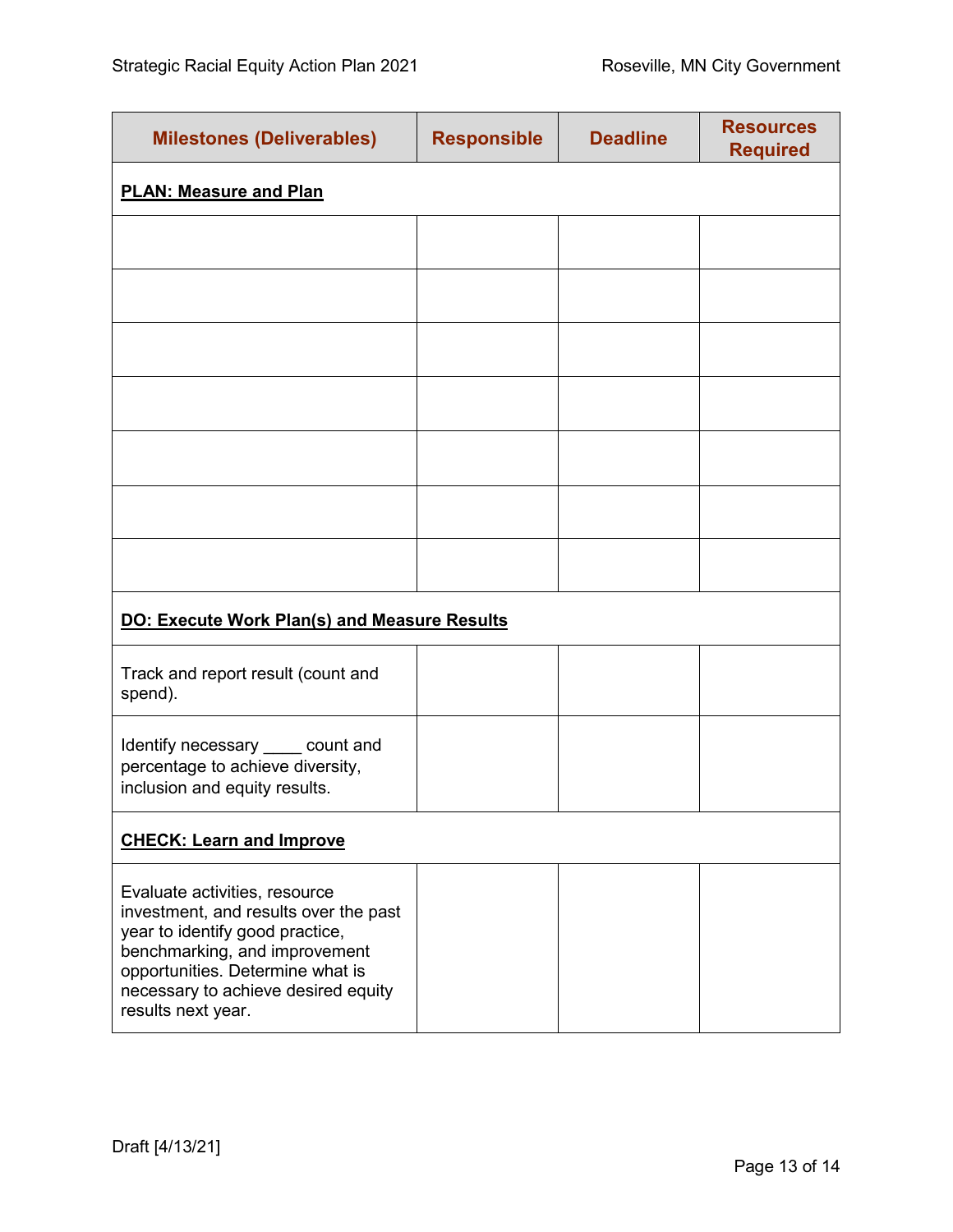| Milestones (Deliverables) | Responsible | Deadline | Resources Required |
|---|---|---|---|
| **PLAN: Measure and Plan** | | | |
| | | | |
| | | | |
| | | | |
| | | | |
| | | | |
| | | | |
| | | | |
| **DO: Execute Work Plan(s) and Measure Results** | | | |
| Track and report result (count and spend). | | | |
| Identify necessary ____ count and percentage to achieve diversity, inclusion and equity results. | | | |
| **CHECK: Learn and Improve** | | | |
| Evaluate activities, resource investment, and results over the past year to identify good practice, benchmarking, and improvement opportunities. Determine what is necessary to achieve desired equity results next year. | | | |

Draft [4/13/21]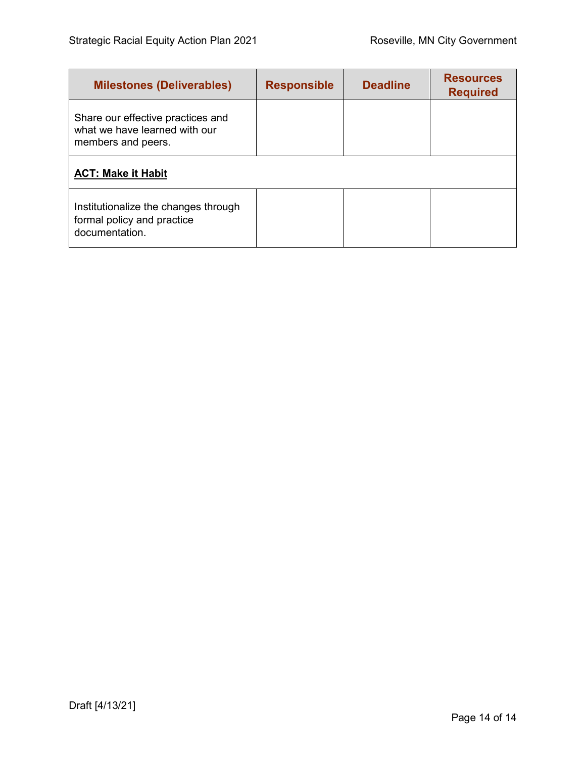| Milestones (Deliverables) | Responsible | Deadline | Resources Required |
|---|---|---|---|
| Share our effective practices and what we have learned with our members and peers. | | | |
| **ACT: Make it Habit** | | | |
| Institutionalize the changes through formal policy and practice documentation. | | | |

Draft [4/13/21]